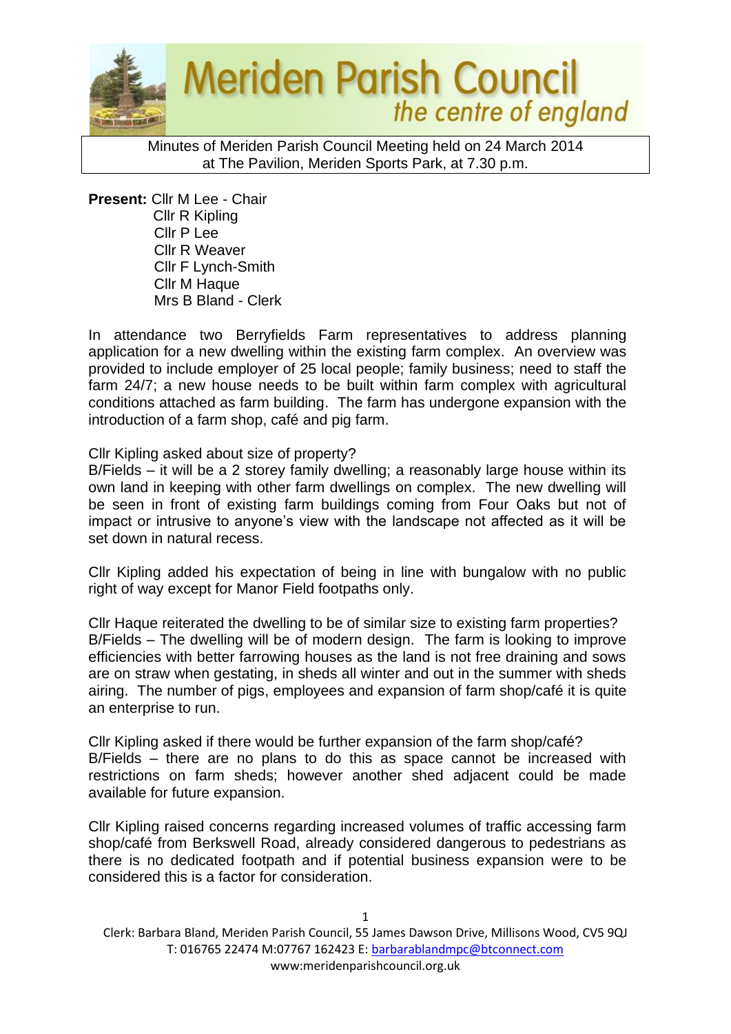# Meriden Parish Council

*the centre of england*

Minutes of Meriden Parish Council Meeting held on 24 March 2014
at The Pavilion, Meriden Sports Park, at 7.30 p.m.

**Present:** Cllr M Lee - Chair
Cllr R Kipling
Cllr P Lee
Cllr R Weaver
Cllr F Lynch-Smith
Cllr M Haque
Mrs B Bland - Clerk

In attendance two Berryfields Farm representatives to address planning application for a new dwelling within the existing farm complex. An overview was provided to include employer of 25 local people; family business; need to staff the farm 24/7; a new house needs to be built within farm complex with agricultural conditions attached as farm building. The farm has undergone expansion with the introduction of a farm shop, café and pig farm.

Cllr Kipling asked about size of property?
B/Fields – it will be a 2 storey family dwelling; a reasonably large house within its own land in keeping with other farm dwellings on complex. The new dwelling will be seen in front of existing farm buildings coming from Four Oaks but not of impact or intrusive to anyone's view with the landscape not affected as it will be set down in natural recess.

Cllr Kipling added his expectation of being in line with bungalow with no public right of way except for Manor Field footpaths only.

Cllr Haque reiterated the dwelling to be of similar size to existing farm properties?
B/Fields – The dwelling will be of modern design. The farm is looking to improve efficiencies with better farrowing houses as the land is not free draining and sows are on straw when gestating, in sheds all winter and out in the summer with sheds airing. The number of pigs, employees and expansion of farm shop/café it is quite an enterprise to run.

Cllr Kipling asked if there would be further expansion of the farm shop/café?
B/Fields – there are no plans to do this as space cannot be increased with restrictions on farm sheds; however another shed adjacent could be made available for future expansion.

Cllr Kipling raised concerns regarding increased volumes of traffic accessing farm shop/café from Berkswell Road, already considered dangerous to pedestrians as there is no dedicated footpath and if potential business expansion were to be considered this is a factor for consideration.

Clerk: Barbara Bland, Meriden Parish Council, 55 James Dawson Drive, Millisons Wood, CV5 9QJ
T: 016765 22474 M:07767 162423 E: barbarablandmpc@btconnect.com
www:meridenparishcouncil.org.uk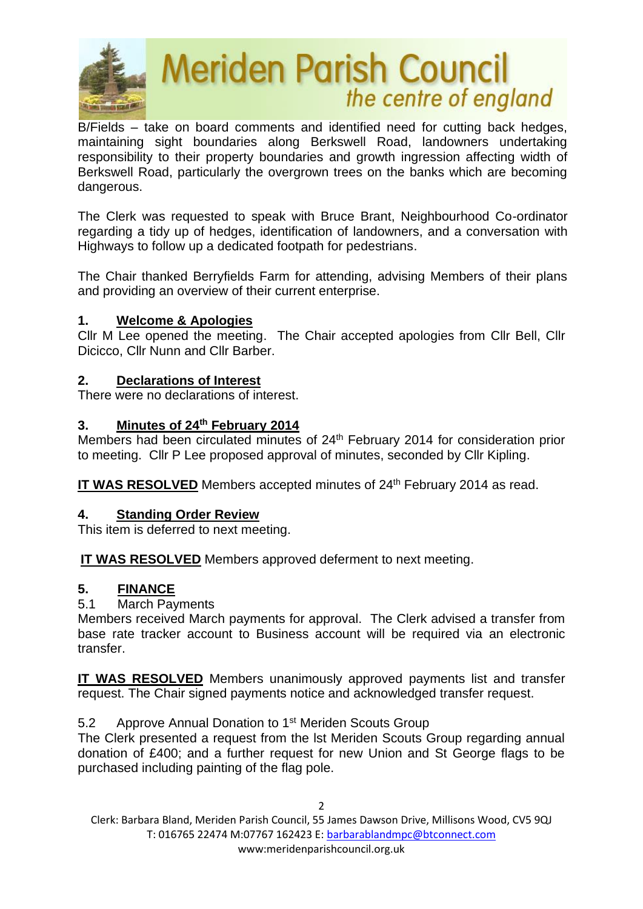B/Fields – take on board comments and identified need for cutting back hedges, maintaining sight boundaries along Berkswell Road, landowners undertaking responsibility to their property boundaries and growth ingression affecting width of Berkswell Road, particularly the overgrown trees on the banks which are becoming dangerous.

The Clerk was requested to speak with Bruce Brant, Neighbourhood Co-ordinator regarding a tidy up of hedges, identification of landowners, and a conversation with Highways to follow up a dedicated footpath for pedestrians.

The Chair thanked Berryfields Farm for attending, advising Members of their plans and providing an overview of their current enterprise.

## 1. Welcome & Apologies

Cllr M Lee opened the meeting. The Chair accepted apologies from Cllr Bell, Cllr Dicicco, Cllr Nunn and Cllr Barber.

## 2. Declarations of Interest

There were no declarations of interest.

## 3. Minutes of 24th February 2014

Members had been circulated minutes of 24th February 2014 for consideration prior to meeting. Cllr P Lee proposed approval of minutes, seconded by Cllr Kipling.

**IT WAS RESOLVED** Members accepted minutes of 24th February 2014 as read.

## 4. Standing Order Review

This item is deferred to next meeting.

**IT WAS RESOLVED** Members approved deferment to next meeting.

## 5. FINANCE

5.1 March Payments

Members received March payments for approval. The Clerk advised a transfer from base rate tracker account to Business account will be required via an electronic transfer.

**IT WAS RESOLVED** Members unanimously approved payments list and transfer request. The Chair signed payments notice and acknowledged transfer request.

5.2 Approve Annual Donation to 1st Meriden Scouts Group

The Clerk presented a request from the lst Meriden Scouts Group regarding annual donation of £400; and a further request for new Union and St George flags to be purchased including painting of the flag pole.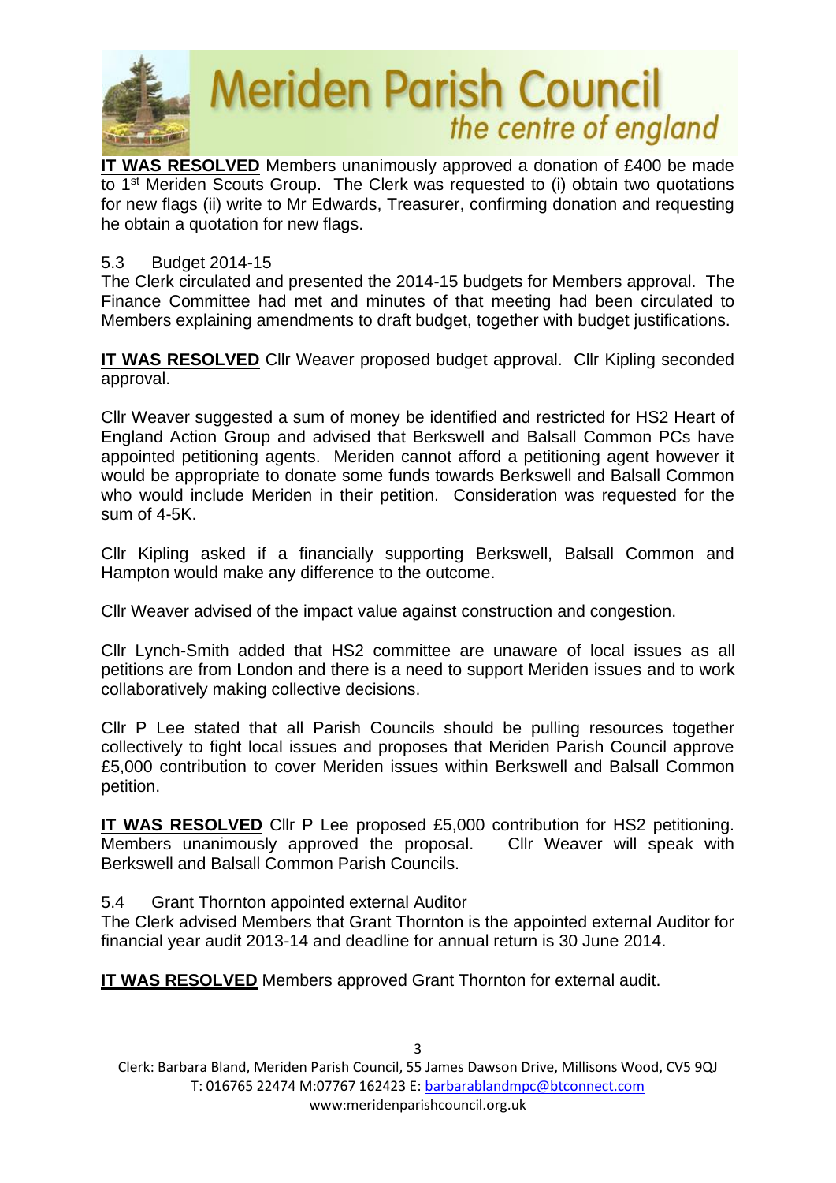**IT WAS RESOLVED** Members unanimously approved a donation of £400 be made to 1st Meriden Scouts Group. The Clerk was requested to (i) obtain two quotations for new flags (ii) write to Mr Edwards, Treasurer, confirming donation and requesting he obtain a quotation for new flags.

5.3 Budget 2014-15

The Clerk circulated and presented the 2014-15 budgets for Members approval. The Finance Committee had met and minutes of that meeting had been circulated to Members explaining amendments to draft budget, together with budget justifications.

**IT WAS RESOLVED** Cllr Weaver proposed budget approval. Cllr Kipling seconded approval.

Cllr Weaver suggested a sum of money be identified and restricted for HS2 Heart of England Action Group and advised that Berkswell and Balsall Common PCs have appointed petitioning agents. Meriden cannot afford a petitioning agent however it would be appropriate to donate some funds towards Berkswell and Balsall Common who would include Meriden in their petition. Consideration was requested for the sum of 4-5K.

Cllr Kipling asked if a financially supporting Berkswell, Balsall Common and Hampton would make any difference to the outcome.

Cllr Weaver advised of the impact value against construction and congestion.

Cllr Lynch-Smith added that HS2 committee are unaware of local issues as all petitions are from London and there is a need to support Meriden issues and to work collaboratively making collective decisions.

Cllr P Lee stated that all Parish Councils should be pulling resources together collectively to fight local issues and proposes that Meriden Parish Council approve £5,000 contribution to cover Meriden issues within Berkswell and Balsall Common petition.

**IT WAS RESOLVED** Cllr P Lee proposed £5,000 contribution for HS2 petitioning. Members unanimously approved the proposal. Cllr Weaver will speak with Berkswell and Balsall Common Parish Councils.

5.4 Grant Thornton appointed external Auditor

The Clerk advised Members that Grant Thornton is the appointed external Auditor for financial year audit 2013-14 and deadline for annual return is 30 June 2014.

**IT WAS RESOLVED** Members approved Grant Thornton for external audit.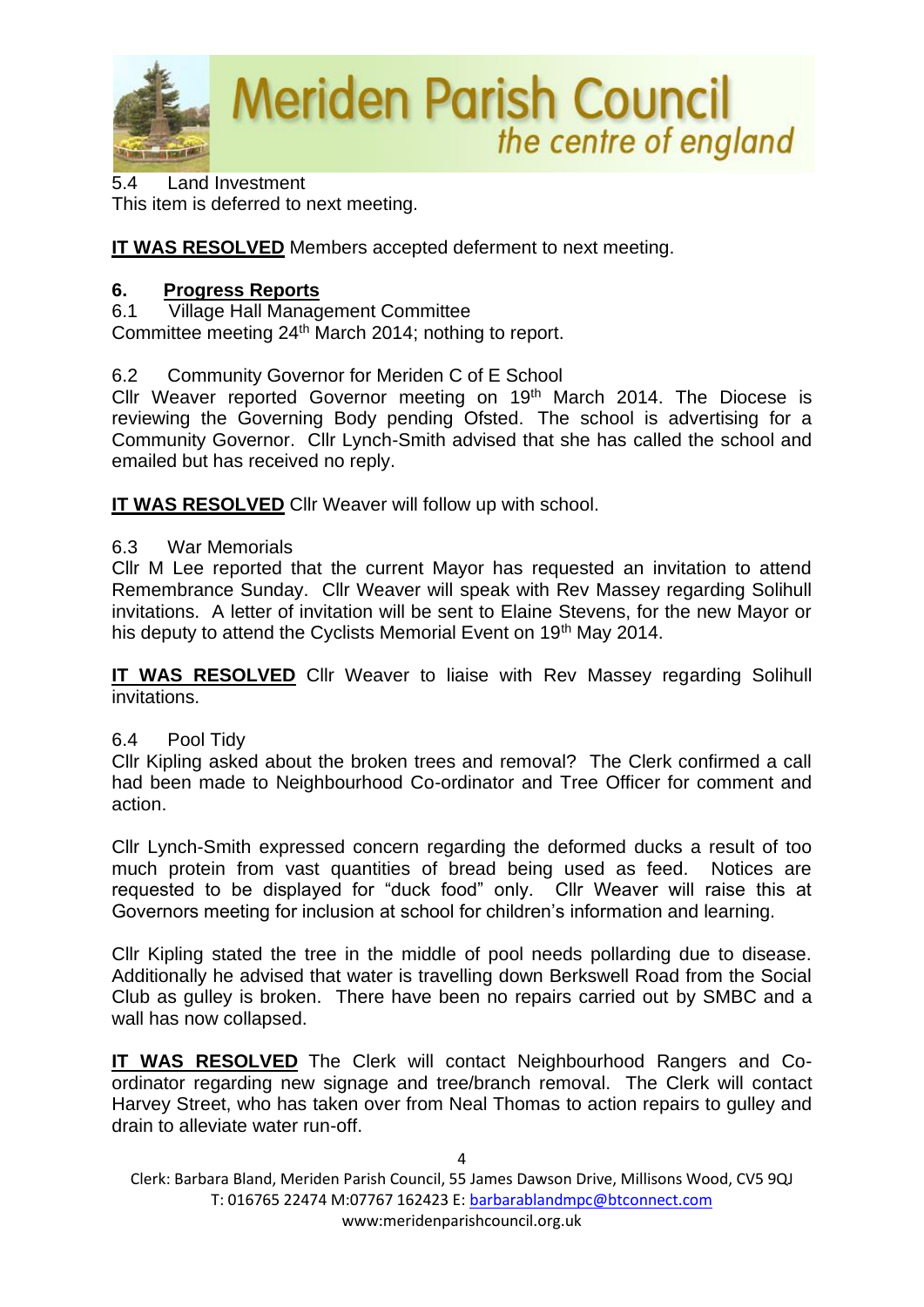5.4 Land Investment
This item is deferred to next meeting.

**IT WAS RESOLVED** Members accepted deferment to next meeting.

## 6. Progress Reports

6.1 Village Hall Management Committee
Committee meeting 24th March 2014; nothing to report.

6.2 Community Governor for Meriden C of E School
Cllr Weaver reported Governor meeting on 19th March 2014. The Diocese is reviewing the Governing Body pending Ofsted. The school is advertising for a Community Governor. Cllr Lynch-Smith advised that she has called the school and emailed but has received no reply.

**IT WAS RESOLVED** Cllr Weaver will follow up with school.

6.3 War Memorials
Cllr M Lee reported that the current Mayor has requested an invitation to attend Remembrance Sunday. Cllr Weaver will speak with Rev Massey regarding Solihull invitations. A letter of invitation will be sent to Elaine Stevens, for the new Mayor or his deputy to attend the Cyclists Memorial Event on 19th May 2014.

**IT WAS RESOLVED** Cllr Weaver to liaise with Rev Massey regarding Solihull invitations.

6.4 Pool Tidy
Cllr Kipling asked about the broken trees and removal? The Clerk confirmed a call had been made to Neighbourhood Co-ordinator and Tree Officer for comment and action.

Cllr Lynch-Smith expressed concern regarding the deformed ducks a result of too much protein from vast quantities of bread being used as feed. Notices are requested to be displayed for "duck food" only. Cllr Weaver will raise this at Governors meeting for inclusion at school for children's information and learning.

Cllr Kipling stated the tree in the middle of pool needs pollarding due to disease. Additionally he advised that water is travelling down Berkswell Road from the Social Club as gulley is broken. There have been no repairs carried out by SMBC and a wall has now collapsed.

**IT WAS RESOLVED** The Clerk will contact Neighbourhood Rangers and Co-ordinator regarding new signage and tree/branch removal. The Clerk will contact Harvey Street, who has taken over from Neal Thomas to action repairs to gulley and drain to alleviate water run-off.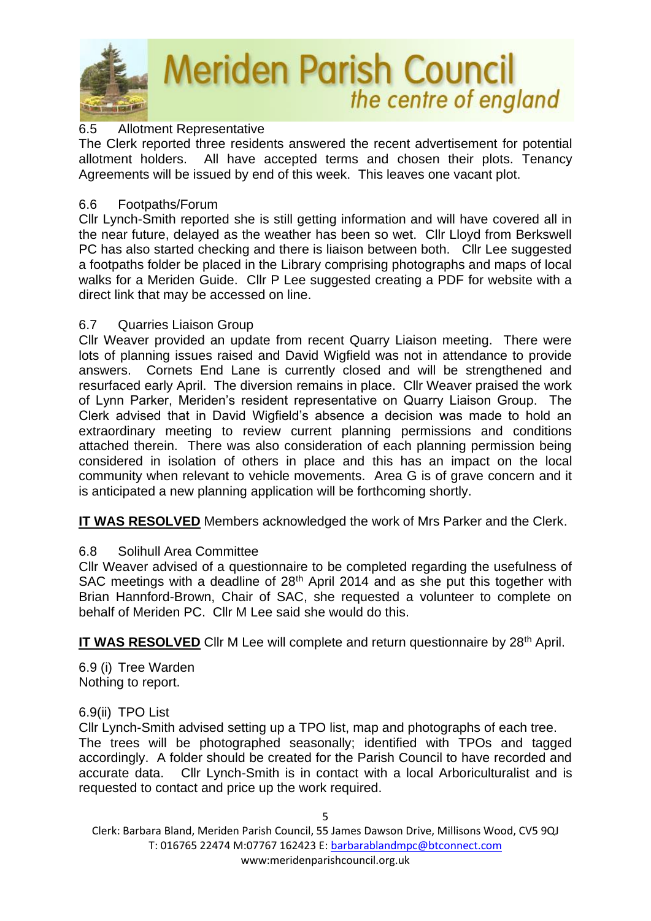6.5 Allotment Representative

The Clerk reported three residents answered the recent advertisement for potential allotment holders. All have accepted terms and chosen their plots. Tenancy Agreements will be issued by end of this week. This leaves one vacant plot.

6.6 Footpaths/Forum

Cllr Lynch-Smith reported she is still getting information and will have covered all in the near future, delayed as the weather has been so wet. Cllr Lloyd from Berkswell PC has also started checking and there is liaison between both. Cllr Lee suggested a footpaths folder be placed in the Library comprising photographs and maps of local walks for a Meriden Guide. Cllr P Lee suggested creating a PDF for website with a direct link that may be accessed on line.

6.7 Quarries Liaison Group

Cllr Weaver provided an update from recent Quarry Liaison meeting. There were lots of planning issues raised and David Wigfield was not in attendance to provide answers. Cornets End Lane is currently closed and will be strengthened and resurfaced early April. The diversion remains in place. Cllr Weaver praised the work of Lynn Parker, Meriden's resident representative on Quarry Liaison Group. The Clerk advised that in David Wigfield's absence a decision was made to hold an extraordinary meeting to review current planning permissions and conditions attached therein. There was also consideration of each planning permission being considered in isolation of others in place and this has an impact on the local community when relevant to vehicle movements. Area G is of grave concern and it is anticipated a new planning application will be forthcoming shortly.

**IT WAS RESOLVED** Members acknowledged the work of Mrs Parker and the Clerk.

6.8 Solihull Area Committee

Cllr Weaver advised of a questionnaire to be completed regarding the usefulness of SAC meetings with a deadline of 28th April 2014 and as she put this together with Brian Hannford-Brown, Chair of SAC, she requested a volunteer to complete on behalf of Meriden PC. Cllr M Lee said she would do this.

**IT WAS RESOLVED** Cllr M Lee will complete and return questionnaire by 28th April.

6.9 (i) Tree Warden

Nothing to report.

6.9(ii) TPO List

Cllr Lynch-Smith advised setting up a TPO list, map and photographs of each tree. The trees will be photographed seasonally; identified with TPOs and tagged accordingly. A folder should be created for the Parish Council to have recorded and accurate data. Cllr Lynch-Smith is in contact with a local Arboriculturalist and is requested to contact and price up the work required.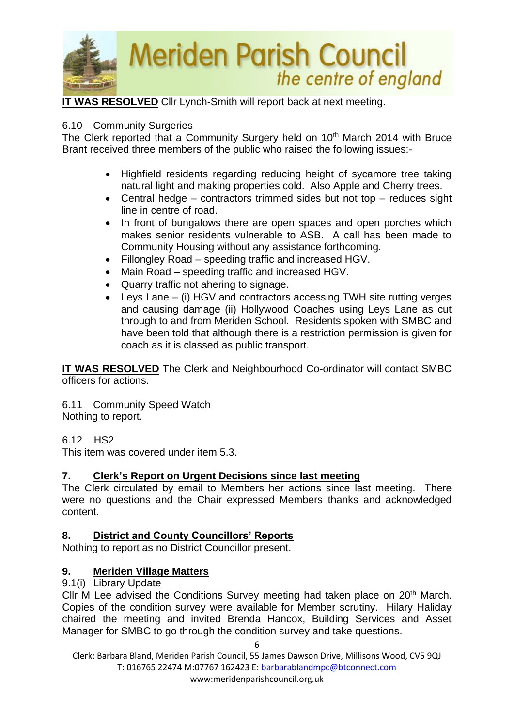**IT WAS RESOLVED** Cllr Lynch-Smith will report back at next meeting.

6.10 Community Surgeries

The Clerk reported that a Community Surgery held on 10th March 2014 with Bruce Brant received three members of the public who raised the following issues:-

- Highfield residents regarding reducing height of sycamore tree taking natural light and making properties cold. Also Apple and Cherry trees.
- Central hedge – contractors trimmed sides but not top – reduces sight line in centre of road.
- In front of bungalows there are open spaces and open porches which makes senior residents vulnerable to ASB. A call has been made to Community Housing without any assistance forthcoming.
- Fillongley Road – speeding traffic and increased HGV.
- Main Road – speeding traffic and increased HGV.
- Quarry traffic not ahering to signage.
- Leys Lane – (i) HGV and contractors accessing TWH site rutting verges and causing damage (ii) Hollywood Coaches using Leys Lane as cut through to and from Meriden School. Residents spoken with SMBC and have been told that although there is a restriction permission is given for coach as it is classed as public transport.

**IT WAS RESOLVED** The Clerk and Neighbourhood Co-ordinator will contact SMBC officers for actions.

6.11 Community Speed Watch

Nothing to report.

6.12 HS2

This item was covered under item 5.3.

## 7. Clerk's Report on Urgent Decisions since last meeting

The Clerk circulated by email to Members her actions since last meeting. There were no questions and the Chair expressed Members thanks and acknowledged content.

## 8. District and County Councillors' Reports

Nothing to report as no District Councillor present.

## 9. Meriden Village Matters

9.1(i) Library Update

Cllr M Lee advised the Conditions Survey meeting had taken place on 20th March. Copies of the condition survey were available for Member scrutiny. Hilary Haliday chaired the meeting and invited Brenda Hancox, Building Services and Asset Manager for SMBC to go through the condition survey and take questions.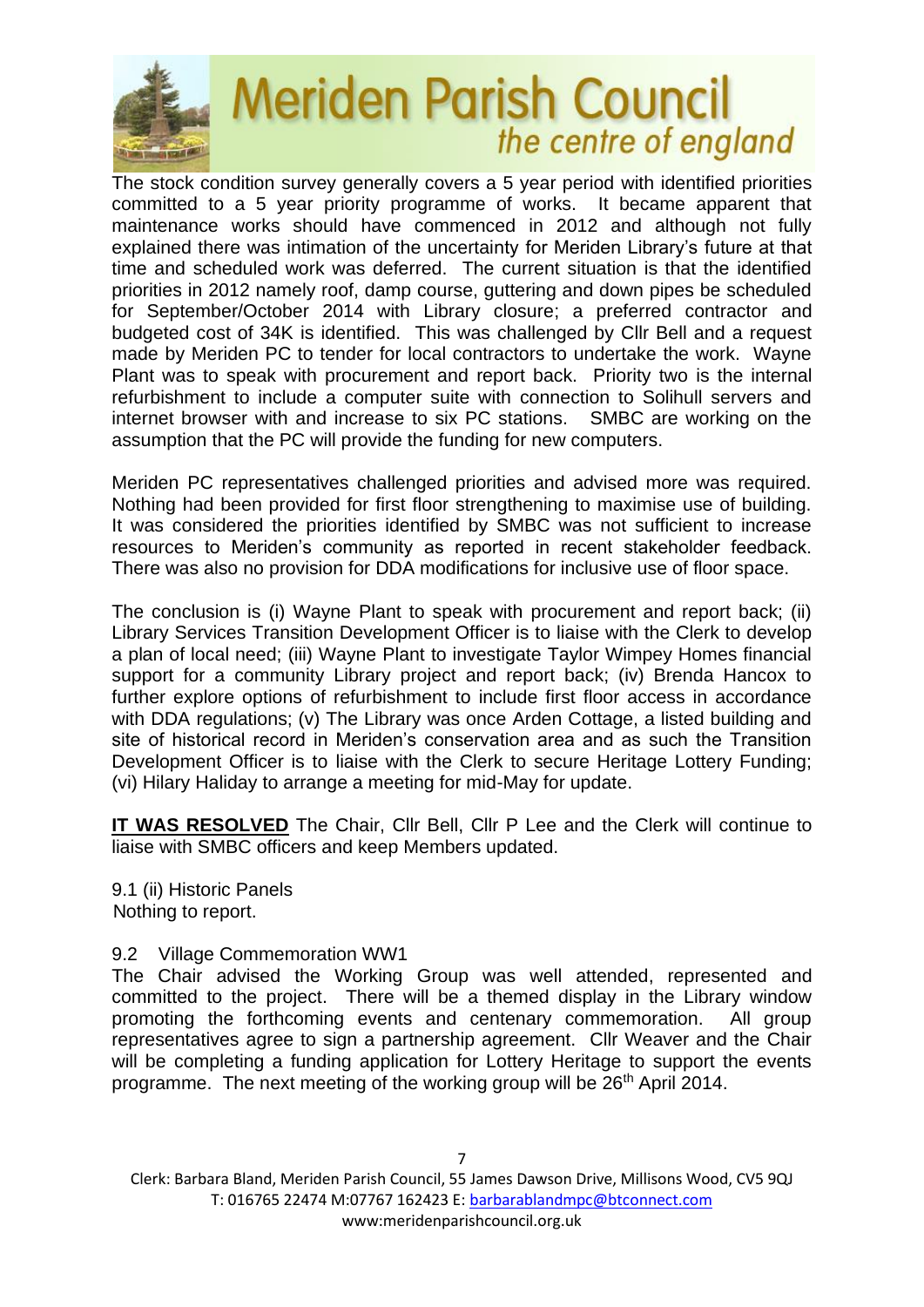The stock condition survey generally covers a 5 year period with identified priorities committed to a 5 year priority programme of works. It became apparent that maintenance works should have commenced in 2012 and although not fully explained there was intimation of the uncertainty for Meriden Library's future at that time and scheduled work was deferred. The current situation is that the identified priorities in 2012 namely roof, damp course, guttering and down pipes be scheduled for September/October 2014 with Library closure; a preferred contractor and budgeted cost of 34K is identified. This was challenged by Cllr Bell and a request made by Meriden PC to tender for local contractors to undertake the work. Wayne Plant was to speak with procurement and report back. Priority two is the internal refurbishment to include a computer suite with connection to Solihull servers and internet browser with and increase to six PC stations. SMBC are working on the assumption that the PC will provide the funding for new computers.

Meriden PC representatives challenged priorities and advised more was required. Nothing had been provided for first floor strengthening to maximise use of building. It was considered the priorities identified by SMBC was not sufficient to increase resources to Meriden's community as reported in recent stakeholder feedback. There was also no provision for DDA modifications for inclusive use of floor space.

The conclusion is (i) Wayne Plant to speak with procurement and report back; (ii) Library Services Transition Development Officer is to liaise with the Clerk to develop a plan of local need; (iii) Wayne Plant to investigate Taylor Wimpey Homes financial support for a community Library project and report back; (iv) Brenda Hancox to further explore options of refurbishment to include first floor access in accordance with DDA regulations; (v) The Library was once Arden Cottage, a listed building and site of historical record in Meriden's conservation area and as such the Transition Development Officer is to liaise with the Clerk to secure Heritage Lottery Funding; (vi) Hilary Haliday to arrange a meeting for mid-May for update.

**IT WAS RESOLVED** The Chair, Cllr Bell, Cllr P Lee and the Clerk will continue to liaise with SMBC officers and keep Members updated.

9.1 (ii) Historic Panels
Nothing to report.

9.2 Village Commemoration WW1
The Chair advised the Working Group was well attended, represented and committed to the project. There will be a themed display in the Library window promoting the forthcoming events and centenary commemoration. All group representatives agree to sign a partnership agreement. Cllr Weaver and the Chair will be completing a funding application for Lottery Heritage to support the events programme. The next meeting of the working group will be 26th April 2014.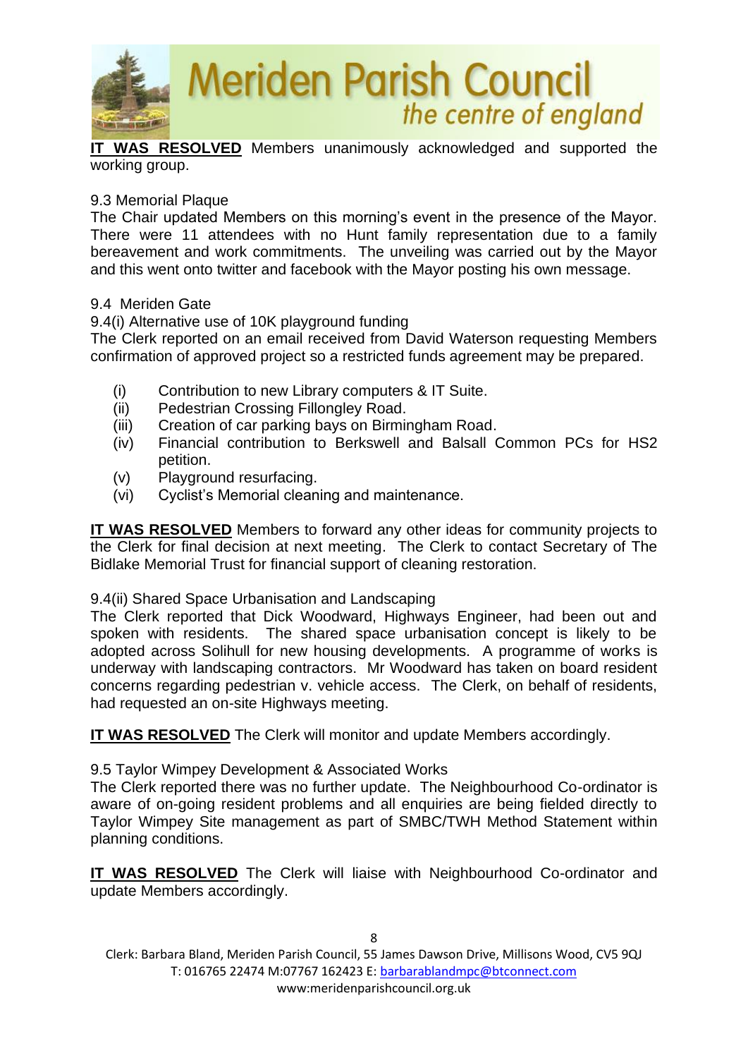**IT WAS RESOLVED** Members unanimously acknowledged and supported the working group.

9.3 Memorial Plaque

The Chair updated Members on this morning's event in the presence of the Mayor. There were 11 attendees with no Hunt family representation due to a family bereavement and work commitments. The unveiling was carried out by the Mayor and this went onto twitter and facebook with the Mayor posting his own message.

9.4 Meriden Gate

9.4(i) Alternative use of 10K playground funding

The Clerk reported on an email received from David Waterson requesting Members confirmation of approved project so a restricted funds agreement may be prepared.

- (i) Contribution to new Library computers & IT Suite.
- (ii) Pedestrian Crossing Fillongley Road.
- (iii) Creation of car parking bays on Birmingham Road.
- (iv) Financial contribution to Berkswell and Balsall Common PCs for HS2 petition.
- (v) Playground resurfacing.
- (vi) Cyclist's Memorial cleaning and maintenance.

**IT WAS RESOLVED** Members to forward any other ideas for community projects to the Clerk for final decision at next meeting. The Clerk to contact Secretary of The Bidlake Memorial Trust for financial support of cleaning restoration.

9.4(ii) Shared Space Urbanisation and Landscaping

The Clerk reported that Dick Woodward, Highways Engineer, had been out and spoken with residents. The shared space urbanisation concept is likely to be adopted across Solihull for new housing developments. A programme of works is underway with landscaping contractors. Mr Woodward has taken on board resident concerns regarding pedestrian v. vehicle access. The Clerk, on behalf of residents, had requested an on-site Highways meeting.

**IT WAS RESOLVED** The Clerk will monitor and update Members accordingly.

9.5 Taylor Wimpey Development & Associated Works

The Clerk reported there was no further update. The Neighbourhood Co-ordinator is aware of on-going resident problems and all enquiries are being fielded directly to Taylor Wimpey Site management as part of SMBC/TWH Method Statement within planning conditions.

**IT WAS RESOLVED** The Clerk will liaise with Neighbourhood Co-ordinator and update Members accordingly.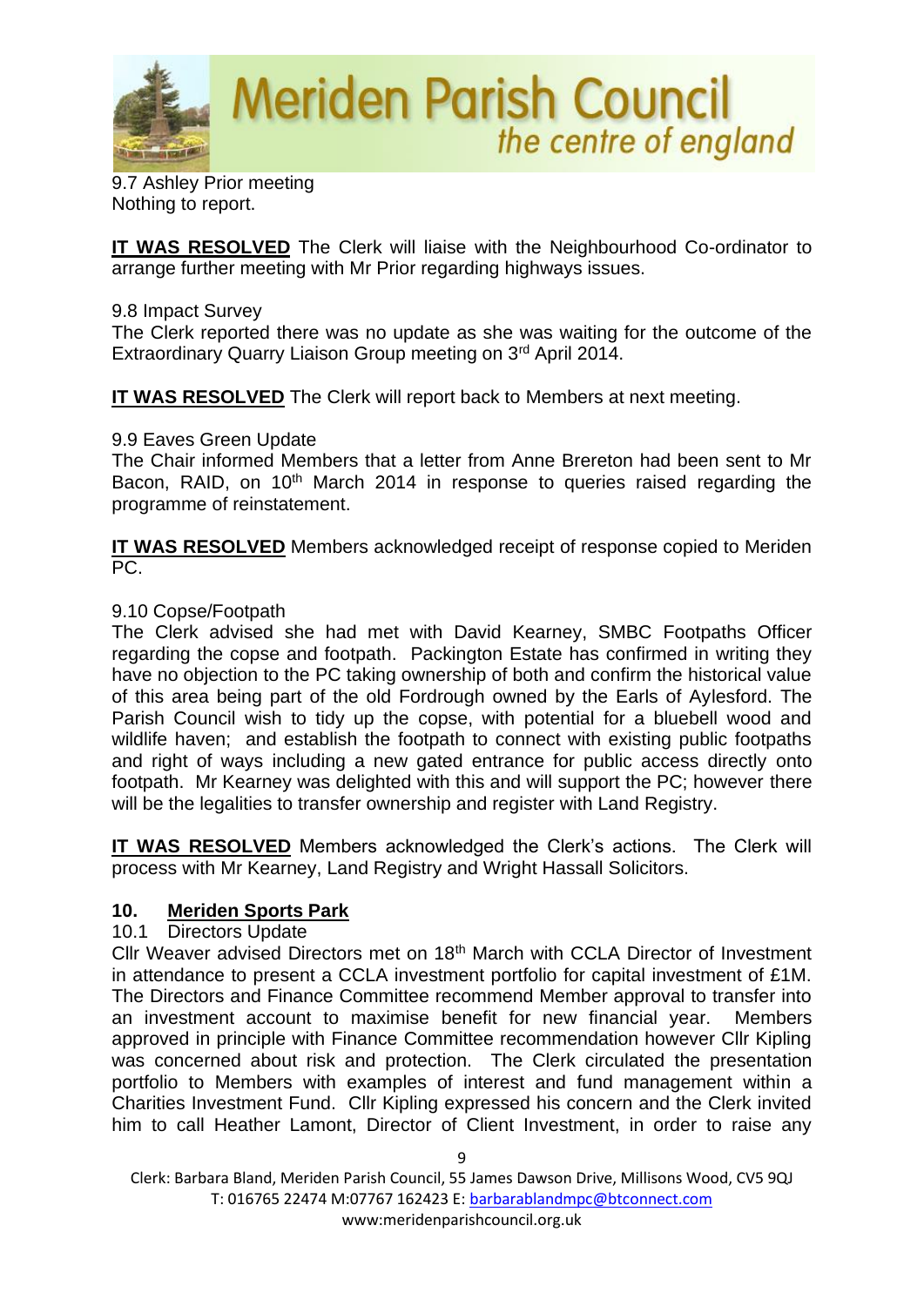9.7 Ashley Prior meeting
Nothing to report.

**IT WAS RESOLVED** The Clerk will liaise with the Neighbourhood Co-ordinator to arrange further meeting with Mr Prior regarding highways issues.

9.8 Impact Survey
The Clerk reported there was no update as she was waiting for the outcome of the Extraordinary Quarry Liaison Group meeting on 3rd April 2014.

**IT WAS RESOLVED** The Clerk will report back to Members at next meeting.

9.9 Eaves Green Update
The Chair informed Members that a letter from Anne Brereton had been sent to Mr Bacon, RAID, on 10th March 2014 in response to queries raised regarding the programme of reinstatement.

**IT WAS RESOLVED** Members acknowledged receipt of response copied to Meriden PC.

9.10 Copse/Footpath
The Clerk advised she had met with David Kearney, SMBC Footpaths Officer regarding the copse and footpath. Packington Estate has confirmed in writing they have no objection to the PC taking ownership of both and confirm the historical value of this area being part of the old Fordrough owned by the Earls of Aylesford. The Parish Council wish to tidy up the copse, with potential for a bluebell wood and wildlife haven; and establish the footpath to connect with existing public footpaths and right of ways including a new gated entrance for public access directly onto footpath. Mr Kearney was delighted with this and will support the PC; however there will be the legalities to transfer ownership and register with Land Registry.

**IT WAS RESOLVED** Members acknowledged the Clerk's actions. The Clerk will process with Mr Kearney, Land Registry and Wright Hassall Solicitors.

## 10. Meriden Sports Park

10.1 Directors Update
Cllr Weaver advised Directors met on 18th March with CCLA Director of Investment in attendance to present a CCLA investment portfolio for capital investment of £1M. The Directors and Finance Committee recommend Member approval to transfer into an investment account to maximise benefit for new financial year. Members approved in principle with Finance Committee recommendation however Cllr Kipling was concerned about risk and protection. The Clerk circulated the presentation portfolio to Members with examples of interest and fund management within a Charities Investment Fund. Cllr Kipling expressed his concern and the Clerk invited him to call Heather Lamont, Director of Client Investment, in order to raise any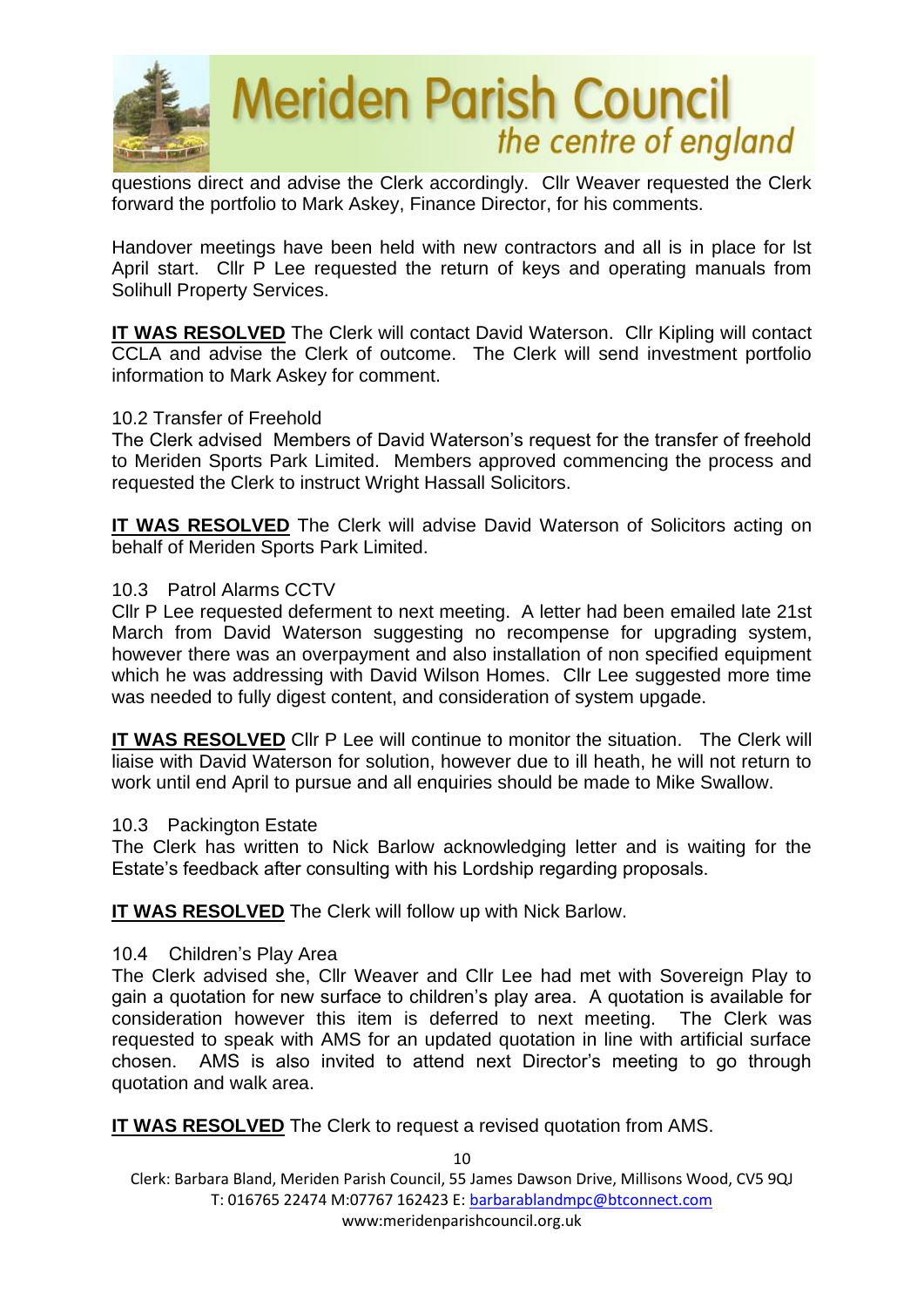questions direct and advise the Clerk accordingly. Cllr Weaver requested the Clerk forward the portfolio to Mark Askey, Finance Director, for his comments.

Handover meetings have been held with new contractors and all is in place for lst April start. Cllr P Lee requested the return of keys and operating manuals from Solihull Property Services.

**IT WAS RESOLVED** The Clerk will contact David Waterson. Cllr Kipling will contact CCLA and advise the Clerk of outcome. The Clerk will send investment portfolio information to Mark Askey for comment.

10.2 Transfer of Freehold
The Clerk advised Members of David Waterson's request for the transfer of freehold to Meriden Sports Park Limited. Members approved commencing the process and requested the Clerk to instruct Wright Hassall Solicitors.

**IT WAS RESOLVED** The Clerk will advise David Waterson of Solicitors acting on behalf of Meriden Sports Park Limited.

10.3 Patrol Alarms CCTV
Cllr P Lee requested deferment to next meeting. A letter had been emailed late 21st March from David Waterson suggesting no recompense for upgrading system, however there was an overpayment and also installation of non specified equipment which he was addressing with David Wilson Homes. Cllr Lee suggested more time was needed to fully digest content, and consideration of system upgade.

**IT WAS RESOLVED** Cllr P Lee will continue to monitor the situation. The Clerk will liaise with David Waterson for solution, however due to ill heath, he will not return to work until end April to pursue and all enquiries should be made to Mike Swallow.

10.3 Packington Estate
The Clerk has written to Nick Barlow acknowledging letter and is waiting for the Estate's feedback after consulting with his Lordship regarding proposals.

**IT WAS RESOLVED** The Clerk will follow up with Nick Barlow.

10.4 Children's Play Area
The Clerk advised she, Cllr Weaver and Cllr Lee had met with Sovereign Play to gain a quotation for new surface to children's play area. A quotation is available for consideration however this item is deferred to next meeting. The Clerk was requested to speak with AMS for an updated quotation in line with artificial surface chosen. AMS is also invited to attend next Director's meeting to go through quotation and walk area.

**IT WAS RESOLVED** The Clerk to request a revised quotation from AMS.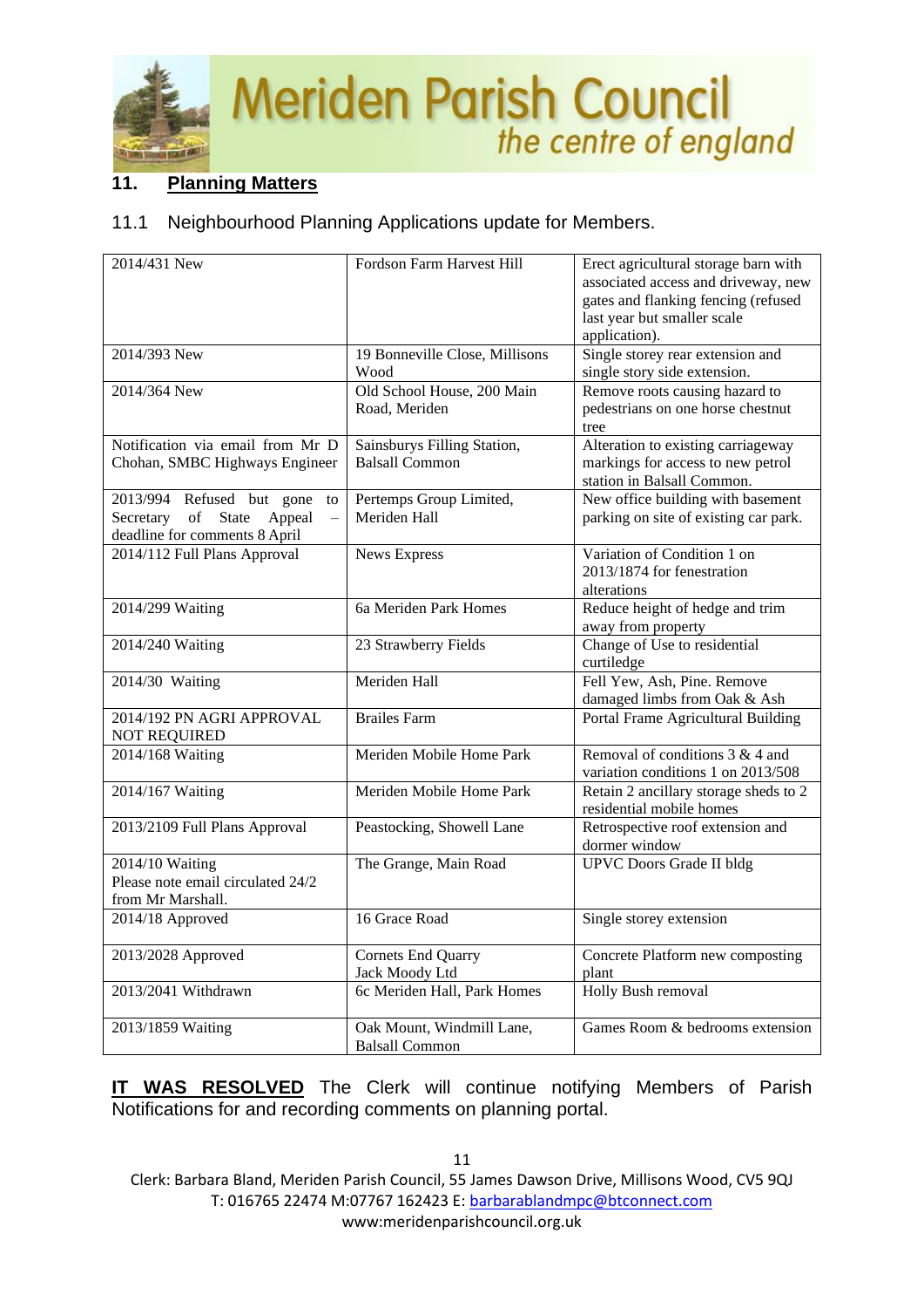## 11. Planning Matters

11.1 Neighbourhood Planning Applications update for Members.

| | | |
|---|---|---|
| 2014/431 New | Fordson Farm Harvest Hill | Erect agricultural storage barn with associated access and driveway, new gates and flanking fencing (refused last year but smaller scale application). |
| 2014/393 New | 19 Bonneville Close, Millisons Wood | Single storey rear extension and single story side extension. |
| 2014/364 New | Old School House, 200 Main Road, Meriden | Remove roots causing hazard to pedestrians on one horse chestnut tree |
| Notification via email from Mr D Chohan, SMBC Highways Engineer | Sainsburys Filling Station, Balsall Common | Alteration to existing carriageway markings for access to new petrol station in Balsall Common. |
| 2013/994 Refused but gone to Secretary of State Appeal – deadline for comments 8 April | Pertemps Group Limited, Meriden Hall | New office building with basement parking on site of existing car park. |
| 2014/112 Full Plans Approval | News Express | Variation of Condition 1 on 2013/1874 for fenestration alterations |
| 2014/299 Waiting | 6a Meriden Park Homes | Reduce height of hedge and trim away from property |
| 2014/240 Waiting | 23 Strawberry Fields | Change of Use to residential curtiledge |
| 2014/30 Waiting | Meriden Hall | Fell Yew, Ash, Pine. Remove damaged limbs from Oak & Ash |
| 2014/192 PN AGRI APPROVAL NOT REQUIRED | Brailes Farm | Portal Frame Agricultural Building |
| 2014/168 Waiting | Meriden Mobile Home Park | Removal of conditions 3 & 4 and variation conditions 1 on 2013/508 |
| 2014/167 Waiting | Meriden Mobile Home Park | Retain 2 ancillary storage sheds to 2 residential mobile homes |
| 2013/2109 Full Plans Approval | Peastocking, Showell Lane | Retrospective roof extension and dormer window |
| 2014/10 Waiting<br>Please note email circulated 24/2 from Mr Marshall. | The Grange, Main Road | UPVC Doors Grade II bldg |
| 2014/18 Approved | 16 Grace Road | Single storey extension |
| 2013/2028 Approved | Cornets End Quarry<br>Jack Moody Ltd | Concrete Platform new composting plant |
| 2013/2041 Withdrawn | 6c Meriden Hall, Park Homes | Holly Bush removal |
| 2013/1859 Waiting | Oak Mount, Windmill Lane, Balsall Common | Games Room & bedrooms extension |

**IT WAS RESOLVED** The Clerk will continue notifying Members of Parish Notifications for and recording comments on planning portal.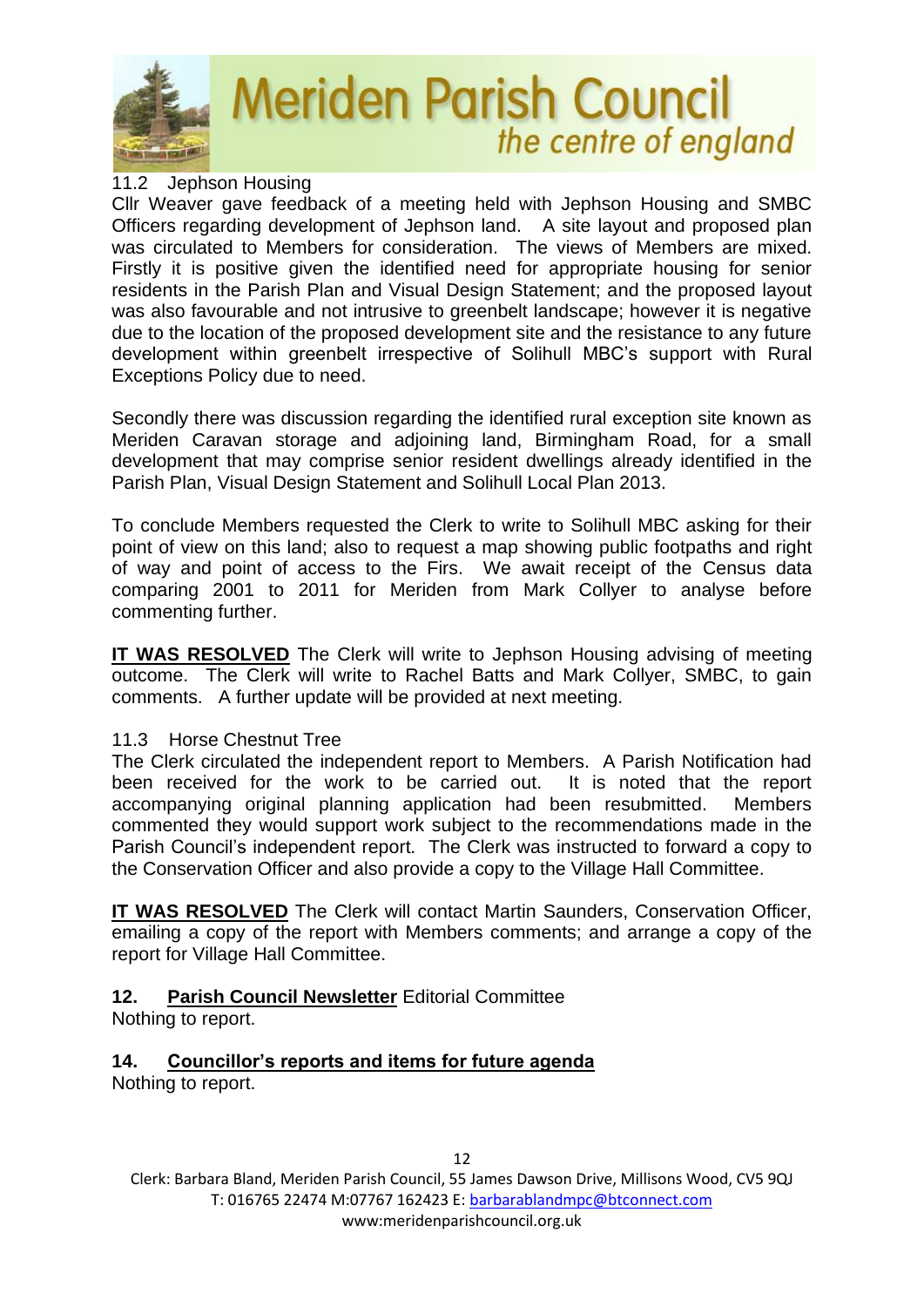11.2 Jephson Housing

Cllr Weaver gave feedback of a meeting held with Jephson Housing and SMBC Officers regarding development of Jephson land. A site layout and proposed plan was circulated to Members for consideration. The views of Members are mixed. Firstly it is positive given the identified need for appropriate housing for senior residents in the Parish Plan and Visual Design Statement; and the proposed layout was also favourable and not intrusive to greenbelt landscape; however it is negative due to the location of the proposed development site and the resistance to any future development within greenbelt irrespective of Solihull MBC's support with Rural Exceptions Policy due to need.

Secondly there was discussion regarding the identified rural exception site known as Meriden Caravan storage and adjoining land, Birmingham Road, for a small development that may comprise senior resident dwellings already identified in the Parish Plan, Visual Design Statement and Solihull Local Plan 2013.

To conclude Members requested the Clerk to write to Solihull MBC asking for their point of view on this land; also to request a map showing public footpaths and right of way and point of access to the Firs. We await receipt of the Census data comparing 2001 to 2011 for Meriden from Mark Collyer to analyse before commenting further.

**IT WAS RESOLVED** The Clerk will write to Jephson Housing advising of meeting outcome. The Clerk will write to Rachel Batts and Mark Collyer, SMBC, to gain comments. A further update will be provided at next meeting.

11.3 Horse Chestnut Tree

The Clerk circulated the independent report to Members. A Parish Notification had been received for the work to be carried out. It is noted that the report accompanying original planning application had been resubmitted. Members commented they would support work subject to the recommendations made in the Parish Council's independent report. The Clerk was instructed to forward a copy to the Conservation Officer and also provide a copy to the Village Hall Committee.

**IT WAS RESOLVED** The Clerk will contact Martin Saunders, Conservation Officer, emailing a copy of the report with Members comments; and arrange a copy of the report for Village Hall Committee.

**12. Parish Council Newsletter** Editorial Committee

Nothing to report.

**14. Councillor's reports and items for future agenda**

Nothing to report.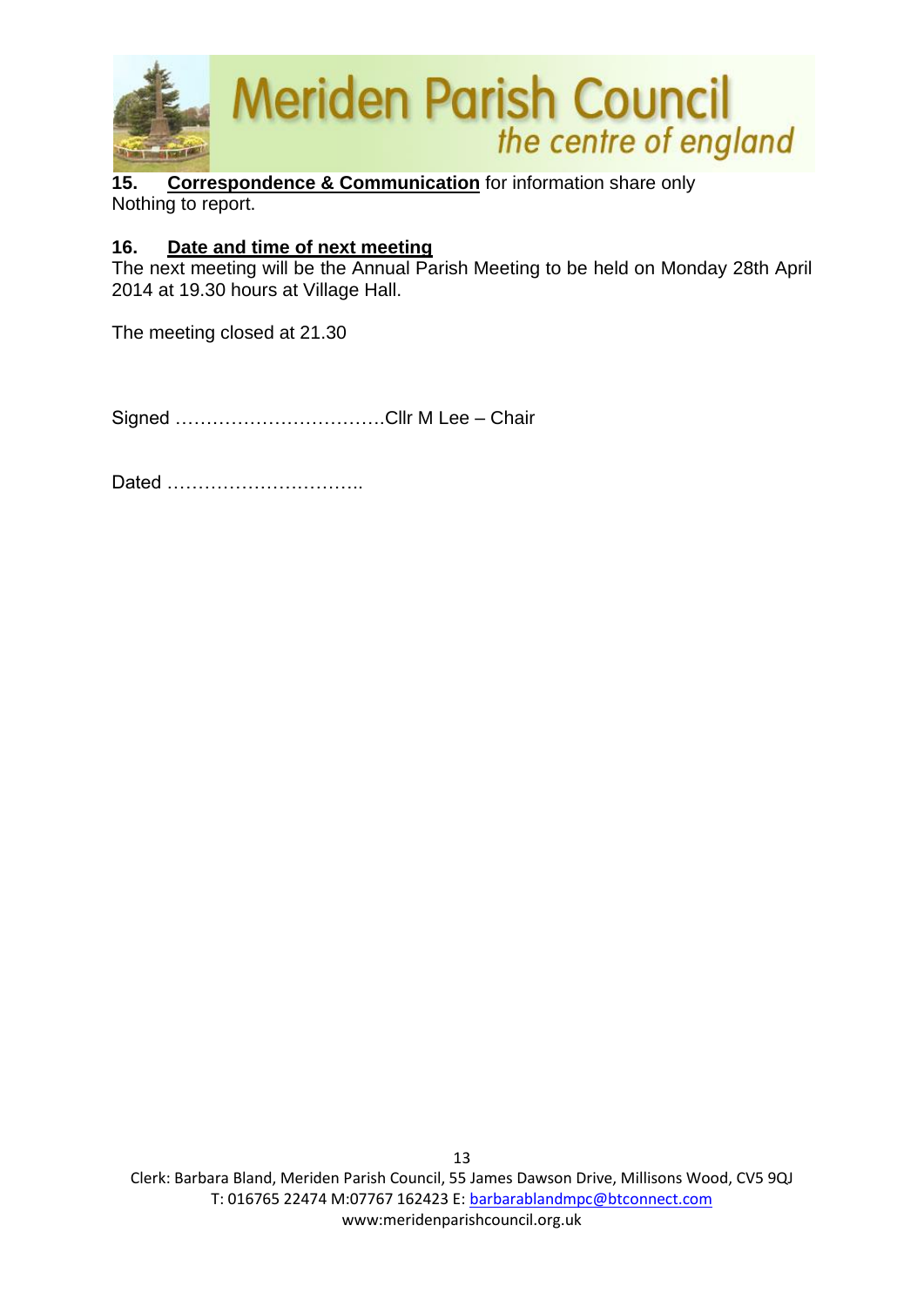**15. <u>Correspondence & Communication</u>** for information share only
Nothing to report.

**16. <u>Date and time of next meeting</u>**
The next meeting will be the Annual Parish Meeting to be held on Monday 28th April 2014 at 19.30 hours at Village Hall.

The meeting closed at 21.30

Signed …………………………….Cllr M Lee – Chair

Dated …………………………..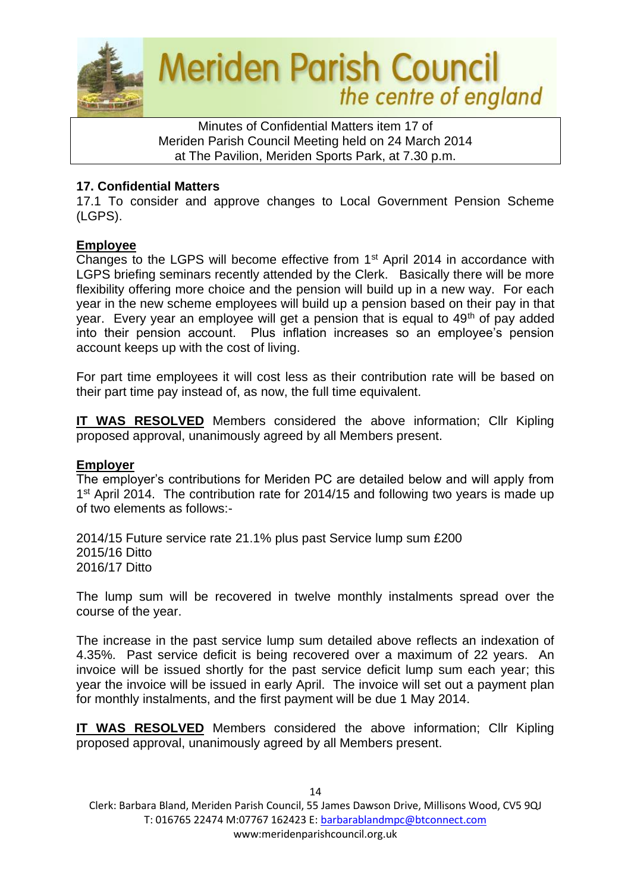Minutes of Confidential Matters item 17 of
Meriden Parish Council Meeting held on 24 March 2014
at The Pavilion, Meriden Sports Park, at 7.30 p.m.

**17. Confidential Matters**

17.1 To consider and approve changes to Local Government Pension Scheme (LGPS).

**Employee**

Changes to the LGPS will become effective from 1st April 2014 in accordance with LGPS briefing seminars recently attended by the Clerk. Basically there will be more flexibility offering more choice and the pension will build up in a new way. For each year in the new scheme employees will build up a pension based on their pay in that year. Every year an employee will get a pension that is equal to 49th of pay added into their pension account. Plus inflation increases so an employee's pension account keeps up with the cost of living.

For part time employees it will cost less as their contribution rate will be based on their part time pay instead of, as now, the full time equivalent.

**IT WAS RESOLVED** Members considered the above information; Cllr Kipling proposed approval, unanimously agreed by all Members present.

**Employer**

The employer's contributions for Meriden PC are detailed below and will apply from 1st April 2014. The contribution rate for 2014/15 and following two years is made up of two elements as follows:-

2014/15 Future service rate 21.1% plus past Service lump sum £200
2015/16 Ditto
2016/17 Ditto

The lump sum will be recovered in twelve monthly instalments spread over the course of the year.

The increase in the past service lump sum detailed above reflects an indexation of 4.35%. Past service deficit is being recovered over a maximum of 22 years. An invoice will be issued shortly for the past service deficit lump sum each year; this year the invoice will be issued in early April. The invoice will set out a payment plan for monthly instalments, and the first payment will be due 1 May 2014.

**IT WAS RESOLVED** Members considered the above information; Cllr Kipling proposed approval, unanimously agreed by all Members present.